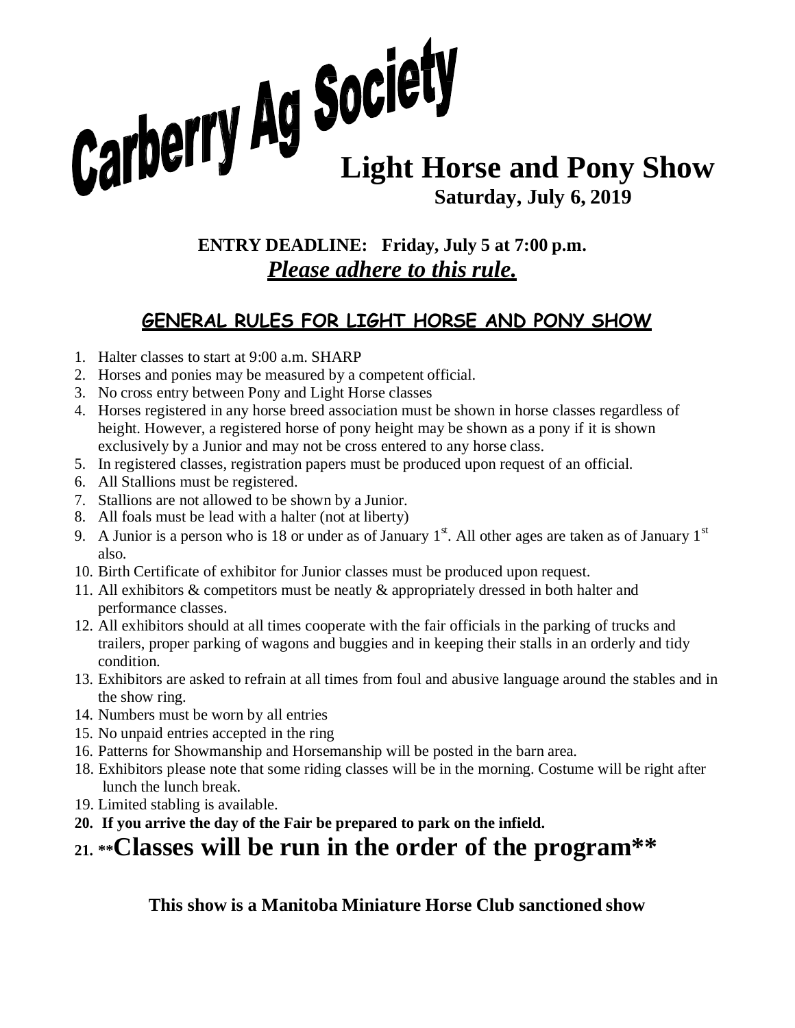# Carberry Ag Society

# Light Horse and Pony Show

**Saturday, July 6, 2019**

**ENTRY DEADLINE: Friday, July 5 at 7:00 p.m.**

***Please adhere to this rule.***

## GENERAL RULES FOR LIGHT HORSE AND PONY SHOW

1. Halter classes to start at 9:00 a.m. SHARP
2. Horses and ponies may be measured by a competent official.
3. No cross entry between Pony and Light Horse classes
4. Horses registered in any horse breed association must be shown in horse classes regardless of height. However, a registered horse of pony height may be shown as a pony if it is shown exclusively by a Junior and may not be cross entered to any horse class.
5. In registered classes, registration papers must be produced upon request of an official.
6. All Stallions must be registered.
7. Stallions are not allowed to be shown by a Junior.
8. All foals must be lead with a halter (not at liberty)
9. A Junior is a person who is 18 or under as of January 1st. All other ages are taken as of January 1st also.
10. Birth Certificate of exhibitor for Junior classes must be produced upon request.
11. All exhibitors & competitors must be neatly & appropriately dressed in both halter and performance classes.
12. All exhibitors should at all times cooperate with the fair officials in the parking of trucks and trailers, proper parking of wagons and buggies and in keeping their stalls in an orderly and tidy condition.
13. Exhibitors are asked to refrain at all times from foul and abusive language around the stables and in the show ring.
14. Numbers must be worn by all entries
15. No unpaid entries accepted in the ring
16. Patterns for Showmanship and Horsemanship will be posted in the barn area.

18. Exhibitors please note that some riding classes will be in the morning. Costume will be right after lunch the lunch break.
19. Limited stabling is available.
20. **If you arrive the day of the Fair be prepared to park on the infield.**
21. **\*\*Classes will be run in the order of the program\*\***

**This show is a Manitoba Miniature Horse Club sanctioned show**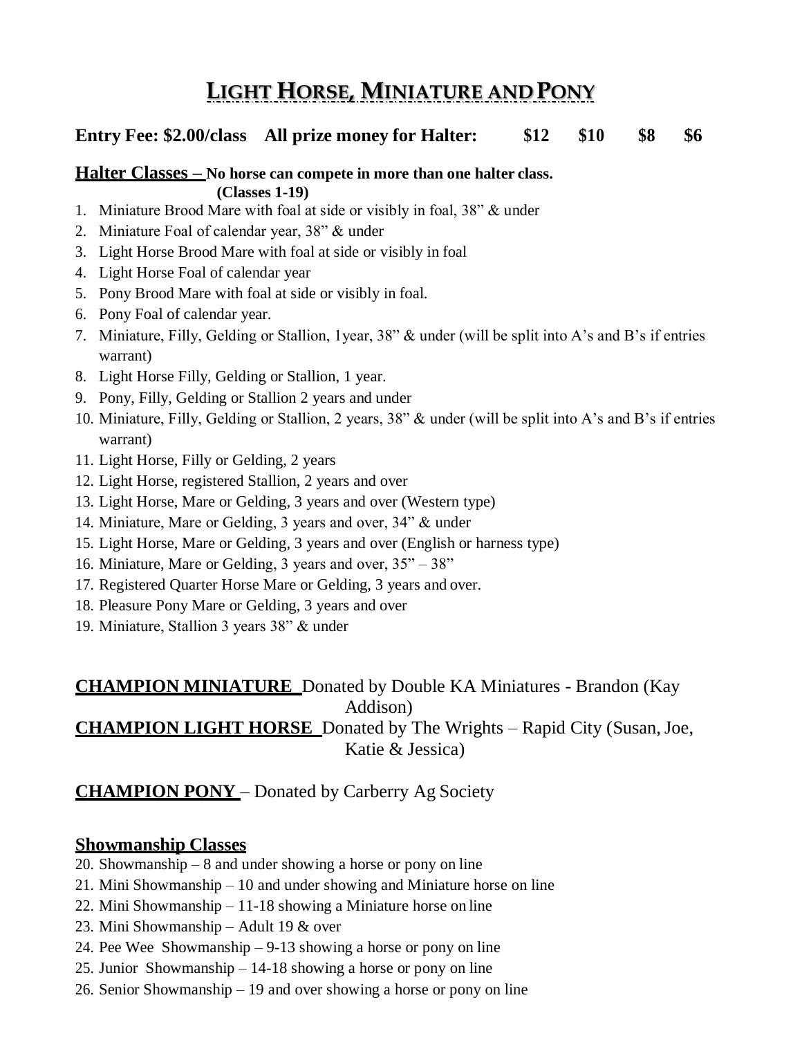# LIGHT HORSE, MINIATURE AND PONY

**Entry Fee: $2.00/class All prize money for Halter: $12 $10 $8 $6**

## Halter Classes – No horse can compete in more than one halter class. (Classes 1-19)

1. Miniature Brood Mare with foal at side or visibly in foal, 38" & under
2. Miniature Foal of calendar year, 38" & under
3. Light Horse Brood Mare with foal at side or visibly in foal
4. Light Horse Foal of calendar year
5. Pony Brood Mare with foal at side or visibly in foal.
6. Pony Foal of calendar year.
7. Miniature, Filly, Gelding or Stallion, 1year, 38" & under (will be split into A's and B's if entries warrant)
8. Light Horse Filly, Gelding or Stallion, 1 year.
9. Pony, Filly, Gelding or Stallion 2 years and under
10. Miniature, Filly, Gelding or Stallion, 2 years, 38" & under (will be split into A's and B's if entries warrant)
11. Light Horse, Filly or Gelding, 2 years
12. Light Horse, registered Stallion, 2 years and over
13. Light Horse, Mare or Gelding, 3 years and over (Western type)
14. Miniature, Mare or Gelding, 3 years and over, 34" & under
15. Light Horse, Mare or Gelding, 3 years and over (English or harness type)
16. Miniature, Mare or Gelding, 3 years and over, 35" – 38"
17. Registered Quarter Horse Mare or Gelding, 3 years and over.
18. Pleasure Pony Mare or Gelding, 3 years and over
19. Miniature, Stallion 3 years 38" & under

**CHAMPION MINIATURE** Donated by Double KA Miniatures - Brandon (Kay Addison)

**CHAMPION LIGHT HORSE** Donated by The Wrights – Rapid City (Susan, Joe, Katie & Jessica)

**CHAMPION PONY** – Donated by Carberry Ag Society

## Showmanship Classes

20. Showmanship – 8 and under showing a horse or pony on line
21. Mini Showmanship – 10 and under showing and Miniature horse on line
22. Mini Showmanship – 11-18 showing a Miniature horse on line
23. Mini Showmanship – Adult 19 & over
24. Pee Wee Showmanship – 9-13 showing a horse or pony on line
25. Junior Showmanship – 14-18 showing a horse or pony on line
26. Senior Showmanship – 19 and over showing a horse or pony on line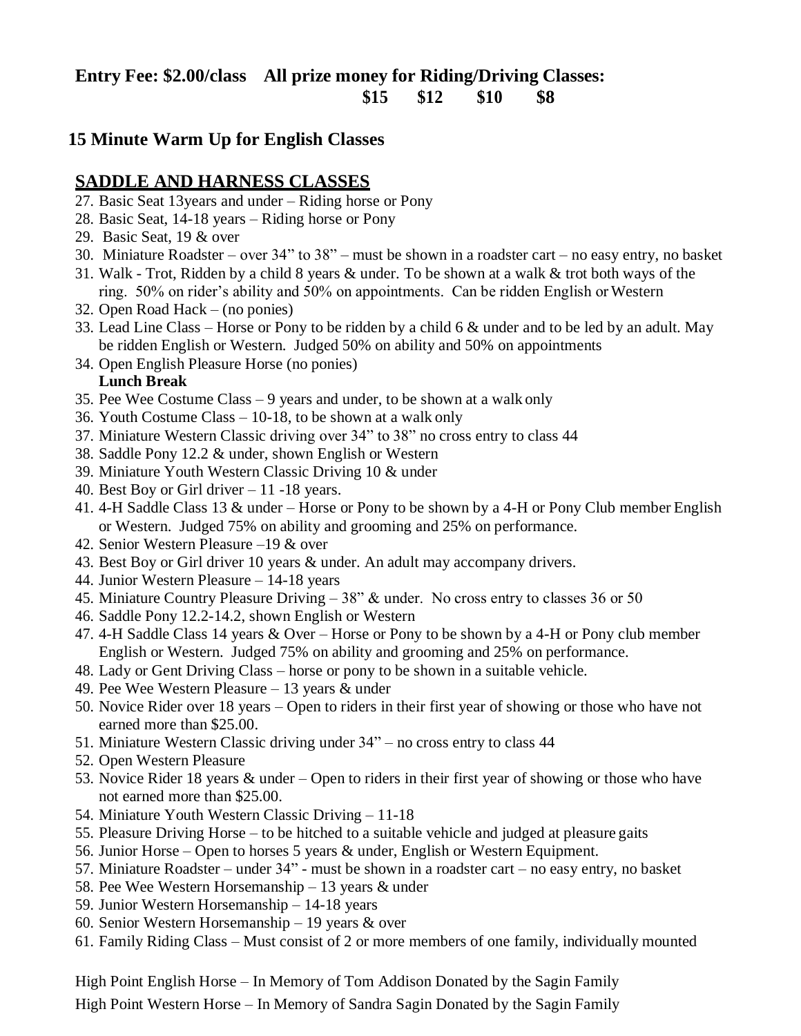**Entry Fee: $2.00/class    All prize money for Riding/Driving Classes:**
**$15    $12    $10    $8**

## 15 Minute Warm Up for English Classes

## SADDLE AND HARNESS CLASSES

27. Basic Seat 13years and under – Riding horse or Pony
28. Basic Seat, 14-18 years – Riding horse or Pony
29. Basic Seat, 19 & over
30. Miniature Roadster – over 34" to 38" – must be shown in a roadster cart – no easy entry, no basket
31. Walk - Trot, Ridden by a child 8 years & under. To be shown at a walk & trot both ways of the ring. 50% on rider's ability and 50% on appointments. Can be ridden English or Western
32. Open Road Hack – (no ponies)
33. Lead Line Class – Horse or Pony to be ridden by a child 6 & under and to be led by an adult. May be ridden English or Western. Judged 50% on ability and 50% on appointments
34. Open English Pleasure Horse (no ponies)
    **Lunch Break**
35. Pee Wee Costume Class – 9 years and under, to be shown at a walk only
36. Youth Costume Class – 10-18, to be shown at a walk only
37. Miniature Western Classic driving over 34" to 38" no cross entry to class 44
38. Saddle Pony 12.2 & under, shown English or Western
39. Miniature Youth Western Classic Driving 10 & under
40. Best Boy or Girl driver – 11 -18 years.
41. 4-H Saddle Class 13 & under – Horse or Pony to be shown by a 4-H or Pony Club member English or Western. Judged 75% on ability and grooming and 25% on performance.
42. Senior Western Pleasure –19 & over
43. Best Boy or Girl driver 10 years & under. An adult may accompany drivers.
44. Junior Western Pleasure – 14-18 years
45. Miniature Country Pleasure Driving – 38" & under. No cross entry to classes 36 or 50
46. Saddle Pony 12.2-14.2, shown English or Western
47. 4-H Saddle Class 14 years & Over – Horse or Pony to be shown by a 4-H or Pony club member English or Western. Judged 75% on ability and grooming and 25% on performance.
48. Lady or Gent Driving Class – horse or pony to be shown in a suitable vehicle.
49. Pee Wee Western Pleasure – 13 years & under
50. Novice Rider over 18 years – Open to riders in their first year of showing or those who have not earned more than $25.00.
51. Miniature Western Classic driving under 34" – no cross entry to class 44
52. Open Western Pleasure
53. Novice Rider 18 years & under – Open to riders in their first year of showing or those who have not earned more than $25.00.
54. Miniature Youth Western Classic Driving – 11-18
55. Pleasure Driving Horse – to be hitched to a suitable vehicle and judged at pleasure gaits
56. Junior Horse – Open to horses 5 years & under, English or Western Equipment.
57. Miniature Roadster – under 34" - must be shown in a roadster cart – no easy entry, no basket
58. Pee Wee Western Horsemanship – 13 years & under
59. Junior Western Horsemanship – 14-18 years
60. Senior Western Horsemanship – 19 years & over
61. Family Riding Class – Must consist of 2 or more members of one family, individually mounted

High Point English Horse – In Memory of Tom Addison Donated by the Sagin Family

High Point Western Horse – In Memory of Sandra Sagin Donated by the Sagin Family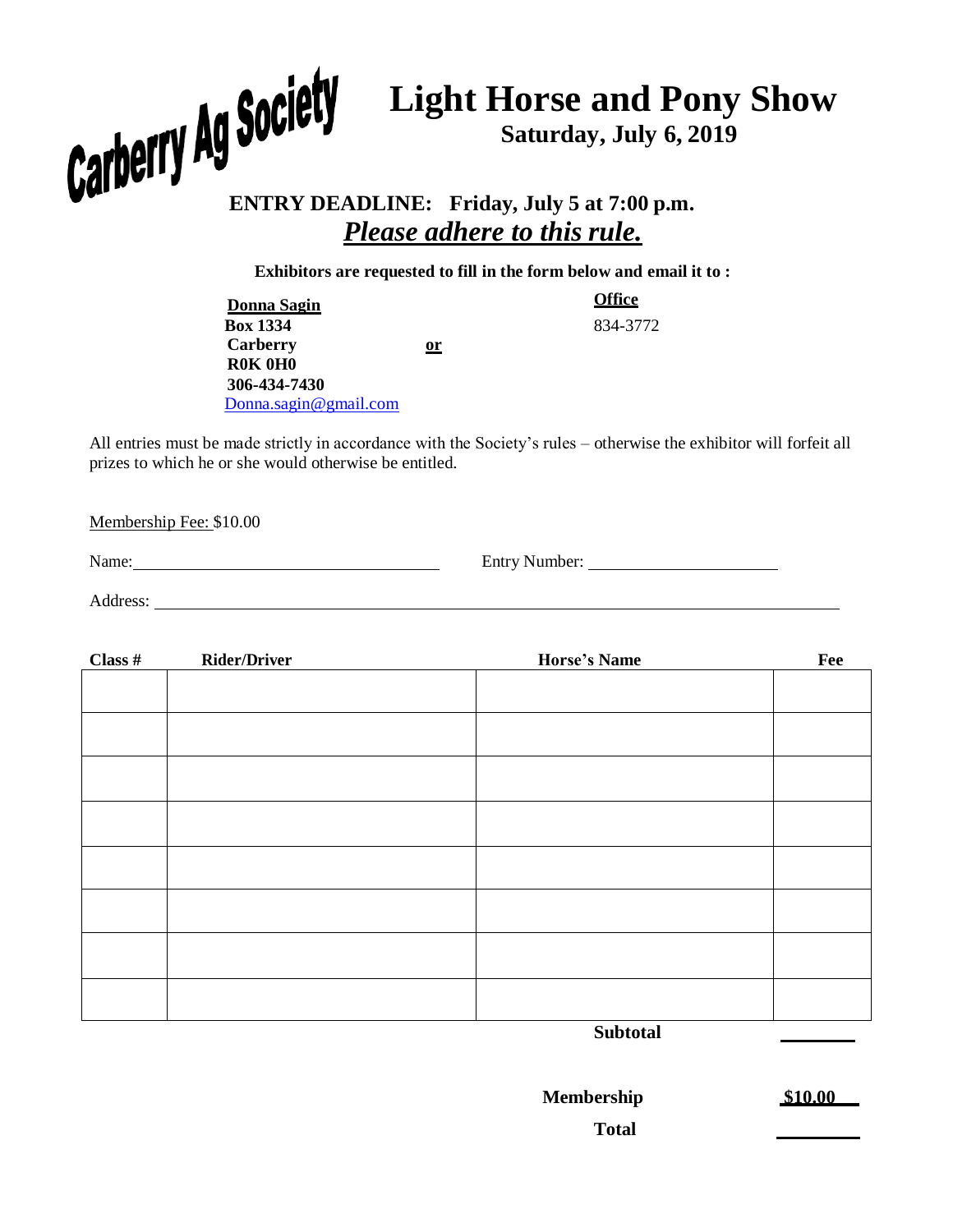**Carberry Ag Society**

# Light Horse and Pony Show

**Saturday, July 6, 2019**

## ENTRY DEADLINE: Friday, July 5 at 7:00 p.m.

***Please adhere to this rule.***

**Exhibitors are requested to fill in the form below and email it to :**

**Donna Sagin**
**Box 1334**
**Carberry**
**R0K 0H0**
**306-434-7430**
Donna.sagin@gmail.com

**or**

**Office**
834-3772

All entries must be made strictly in accordance with the Society's rules – otherwise the exhibitor will forfeit all prizes to which he or she would otherwise be entitled.

Membership Fee: $10.00

Name: \_\_\_\_\_\_\_\_\_\_\_\_\_\_\_\_\_\_\_\_ Entry Number: \_\_\_\_\_\_\_\_\_\_\_\_\_\_\_\_

Address: \_\_\_\_\_\_\_\_\_\_\_\_\_\_\_\_\_\_\_\_\_\_\_\_\_\_\_\_\_\_\_\_\_\_\_\_\_\_\_\_

| Class # | Rider/Driver | Horse's Name | Fee |
|---|---|---|---|
| | | | |
| | | | |
| | | | |
| | | | |
| | | | |
| | | | |
| | | | |
| | | | |

**Subtotal** \_\_\_\_\_\_\_\_

**Membership** **$10.00**

**Total** \_\_\_\_\_\_\_\_